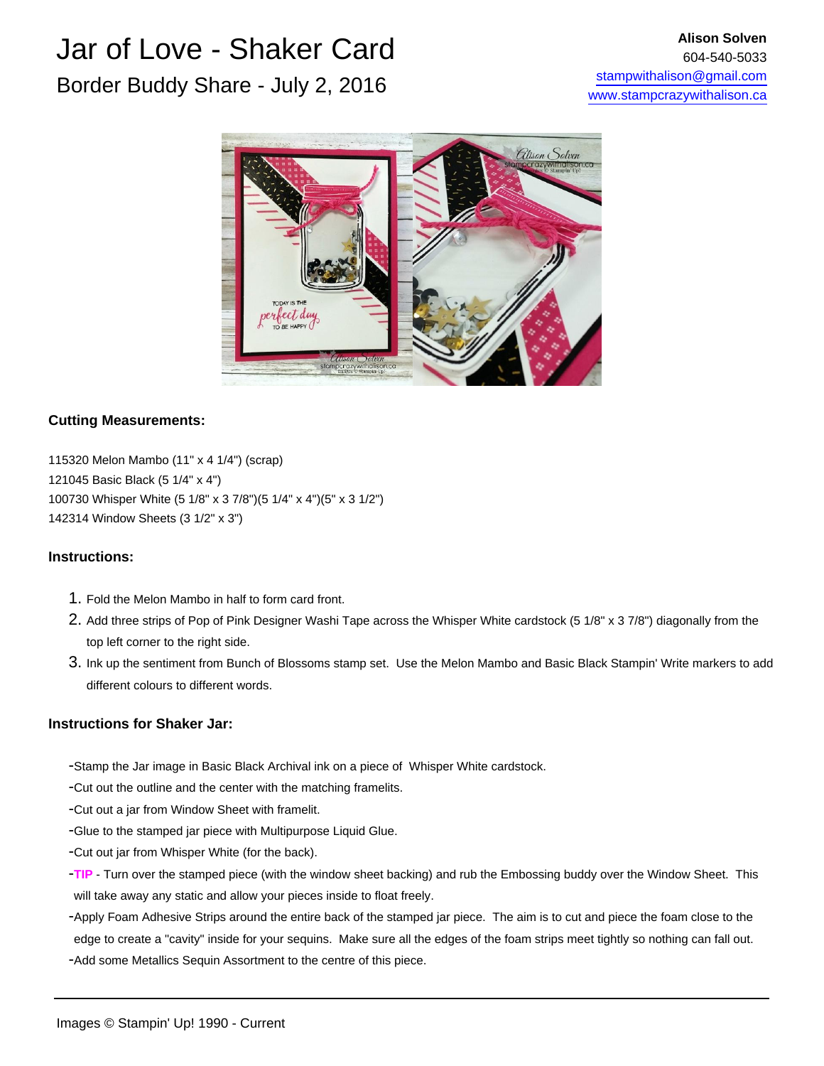# Jar of Love - Shaker Card

## Border Buddy Share - July 2, 2016

**Alison Solven**
604-540-5033
stampwithalison@gmail.com
www.stampcrazywithalison.ca

### Cutting Measurements:

115320 Melon Mambo (11" x 4 1/4") (scrap)
121045 Basic Black (5 1/4" x 4")
100730 Whisper White (5 1/8" x 3 7/8")(5 1/4" x 4")(5" x 3 1/2")
142314 Window Sheets (3 1/2" x 3")

### Instructions:

1. Fold the Melon Mambo in half to form card front.
2. Add three strips of Pop of Pink Designer Washi Tape across the Whisper White cardstock (5 1/8" x 3 7/8") diagonally from the top left corner to the right side.
3. Ink up the sentiment from Bunch of Blossoms stamp set. Use the Melon Mambo and Basic Black Stampin' Write markers to add different colours to different words.

### Instructions for Shaker Jar:

- Stamp the Jar image in Basic Black Archival ink on a piece of Whisper White cardstock.
- Cut out the outline and the center with the matching framelits.
- Cut out a jar from Window Sheet with framelit.
- Glue to the stamped jar piece with Multipurpose Liquid Glue.
- Cut out jar from Whisper White (for the back).
- **TIP** - Turn over the stamped piece (with the window sheet backing) and rub the Embossing buddy over the Window Sheet. This will take away any static and allow your pieces inside to float freely.
- Apply Foam Adhesive Strips around the entire back of the stamped jar piece. The aim is to cut and piece the foam close to the edge to create a "cavity" inside for your sequins. Make sure all the edges of the foam strips meet tightly so nothing can fall out.
- Add some Metallics Sequin Assortment to the centre of this piece.

Images © Stampin' Up! 1990 - Current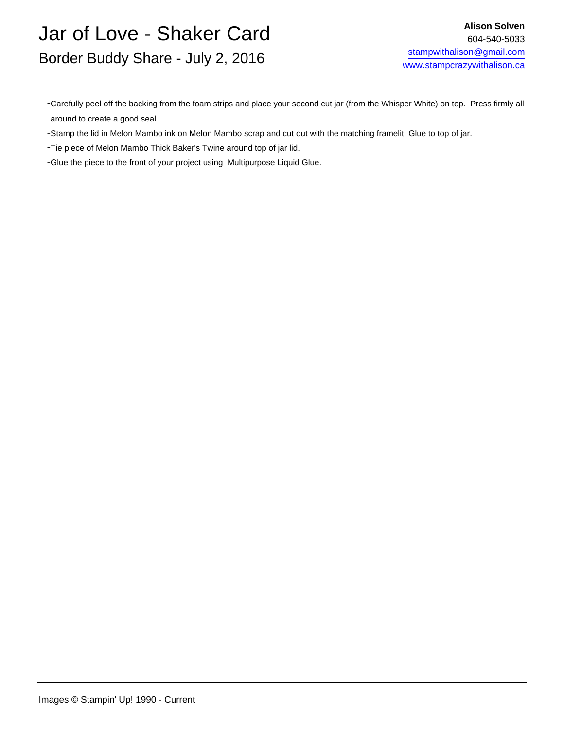-Carefully peel off the backing from the foam strips and place your second cut jar (from the Whisper White) on top.  Press firmly all around to create a good seal.

-Stamp the lid in Melon Mambo ink on Melon Mambo scrap and cut out with the matching framelit. Glue to top of jar.

-Tie piece of Melon Mambo Thick Baker's Twine around top of jar lid.

-Glue the piece to the front of your project using  Multipurpose Liquid Glue.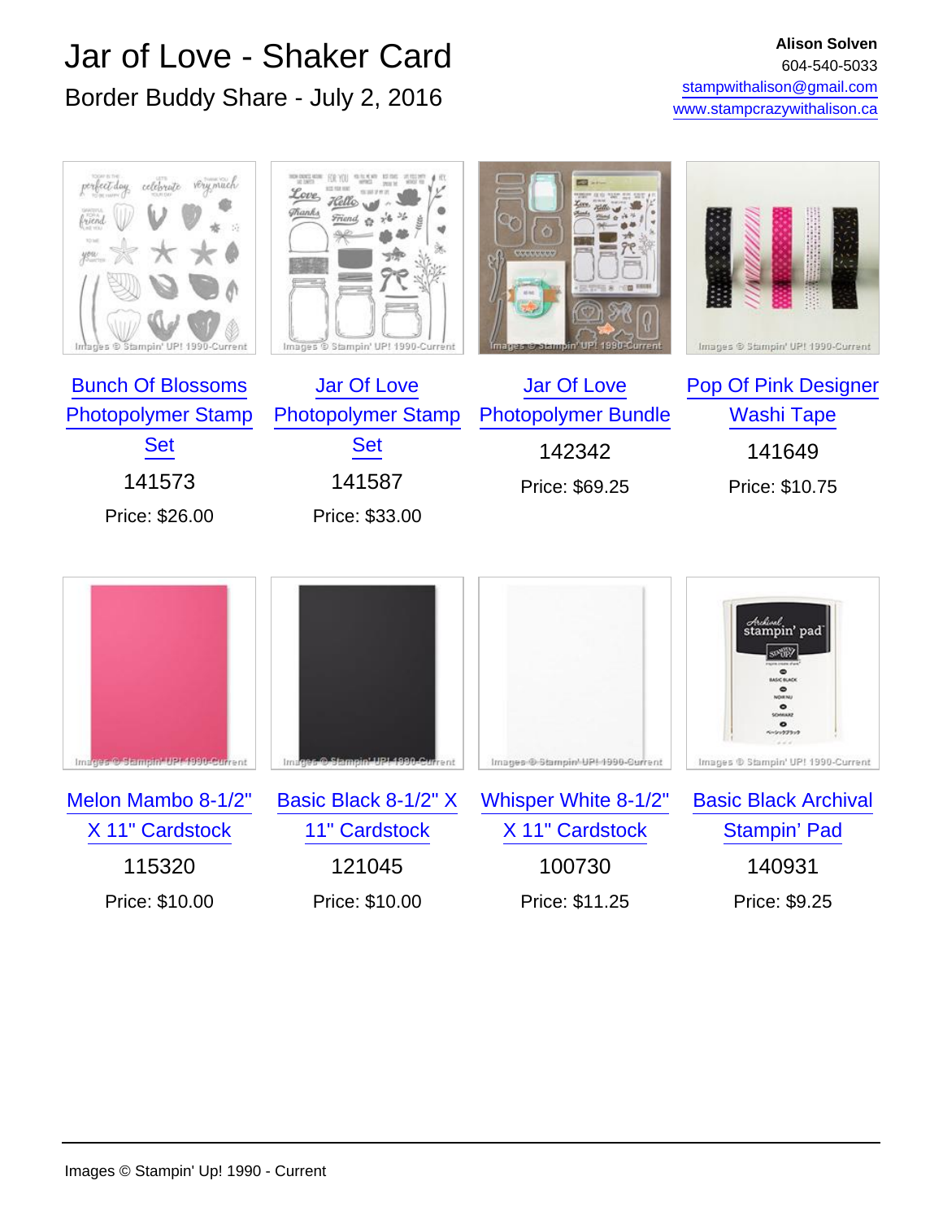# Jar of Love - Shaker Card

## Border Buddy Share - July 2, 2016

**Alison Solven**
604-540-5033
stampwithalison@gmail.com
www.stampcrazywithalison.ca

Bunch Of Blossoms Photopolymer Stamp Set
141573
Price: $26.00

Jar Of Love Photopolymer Stamp Set
141587
Price: $33.00

Jar Of Love Photopolymer Bundle
142342
Price: $69.25

Pop Of Pink Designer Washi Tape
141649
Price: $10.75

Melon Mambo 8-1/2" X 11" Cardstock
115320
Price: $10.00

Basic Black 8-1/2" X 11" Cardstock
121045
Price: $10.00

Whisper White 8-1/2" X 11" Cardstock
100730
Price: $11.25

Basic Black Archival Stampin' Pad
140931
Price: $9.25

Images © Stampin' Up! 1990 - Current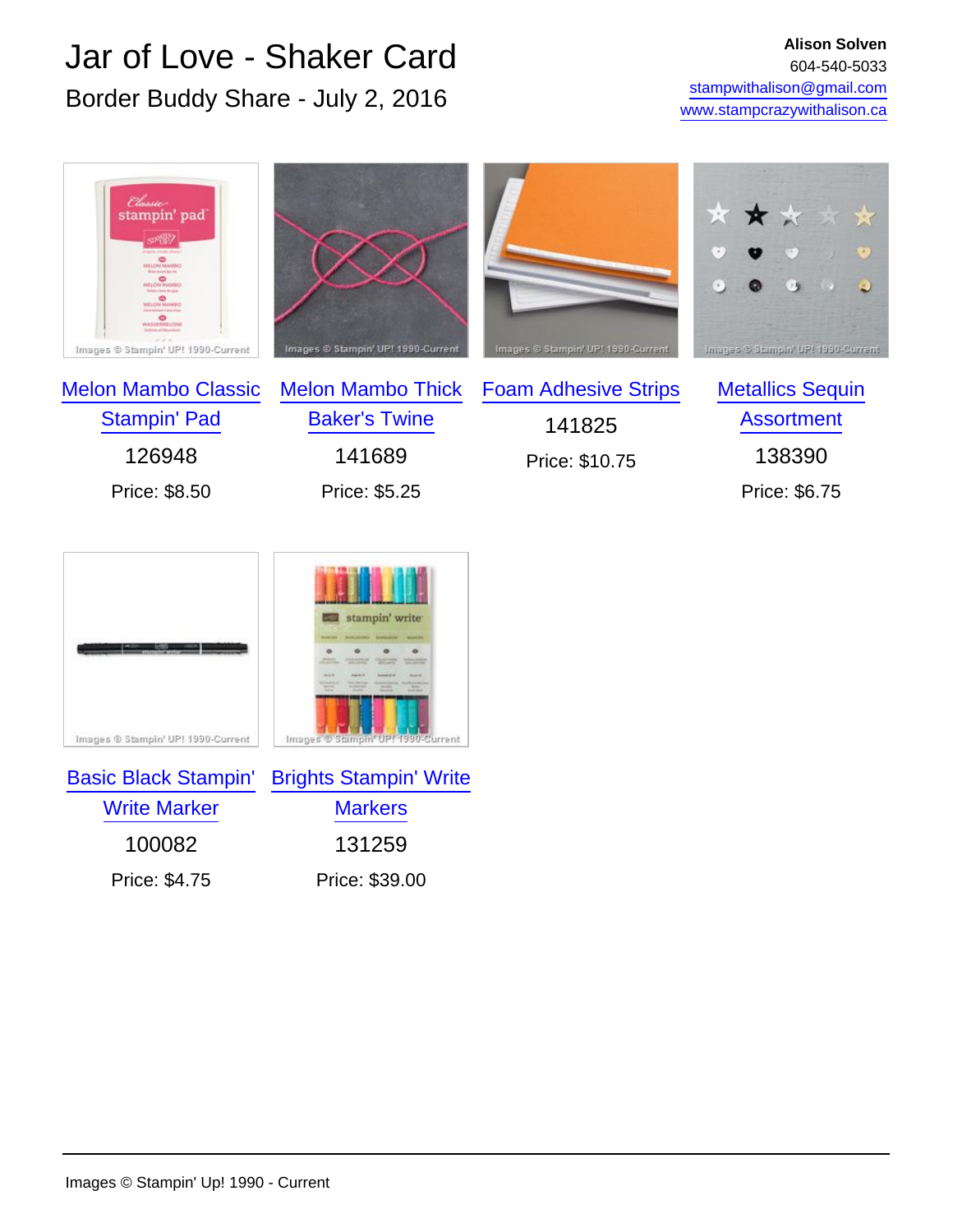# Jar of Love - Shaker Card

## Border Buddy Share - July 2, 2016

**Alison Solven**
604-540-5033
stampwithalison@gmail.com
www.stampcrazywithalison.ca

Melon Mambo Classic Stampin' Pad
126948
Price: $8.50

Melon Mambo Thick Baker's Twine
141689
Price: $5.25

Foam Adhesive Strips
141825
Price: $10.75

Metallics Sequin Assortment
138390
Price: $6.75

Basic Black Stampin' Write Marker
100082
Price: $4.75

Brights Stampin' Write Markers
131259
Price: $39.00

Images © Stampin' Up! 1990 - Current